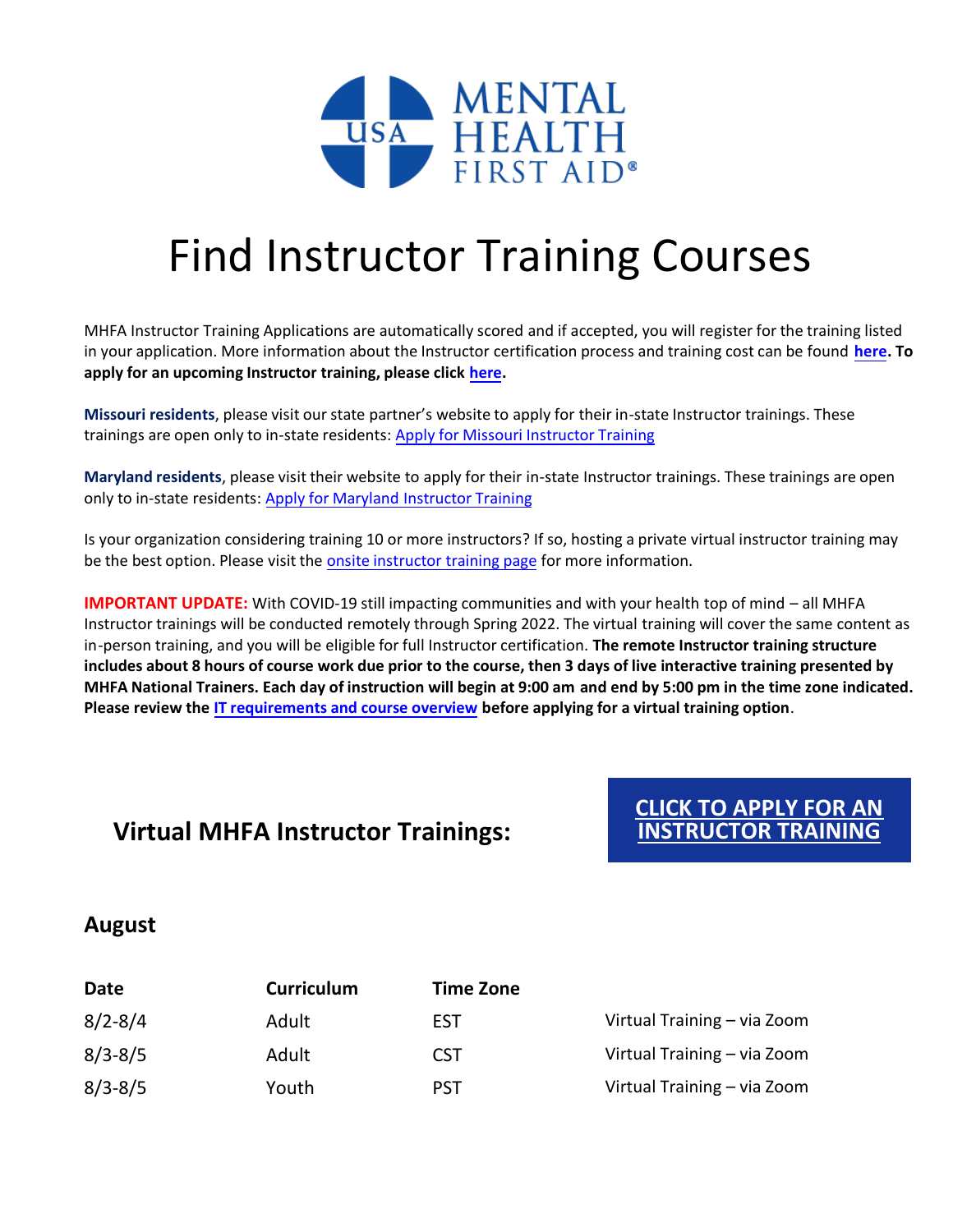# Find Instructor Training Courses

MHFA Instructor Training Applications are automatically scored and if accepted, you will register for the training listed in your application. More information about the Instructor certification process and training cost can be found **here**. **To apply for an upcoming Instructor training, please click here.**

**Missouri residents**, please visit our state partner's website to apply for their in-state Instructor trainings. These trainings are open only to in-state residents: Apply for Missouri Instructor Training

**Maryland residents**, please visit their website to apply for their in-state Instructor trainings. These trainings are open only to in-state residents: Apply for Maryland Instructor Training

Is your organization considering training 10 or more instructors? If so, hosting a private virtual instructor training may be the best option. Please visit the onsite instructor training page for more information.

**IMPORTANT UPDATE:** With COVID-19 still impacting communities and with your health top of mind – all MHFA Instructor trainings will be conducted remotely through Spring 2022. The virtual training will cover the same content as in-person training, and you will be eligible for full Instructor certification. **The remote Instructor training structure includes about 8 hours of course work due prior to the course, then 3 days of live interactive training presented by MHFA National Trainers. Each day of instruction will begin at 9:00 am and end by 5:00 pm in the time zone indicated. Please review the IT requirements and course overview before applying for a virtual training option**.

## Virtual MHFA Instructor Trainings:

**CLICK TO APPLY FOR AN INSTRUCTOR TRAINING**

### August

| Date | Curriculum | Time Zone | |
|---|---|---|---|
| 8/2-8/4 | Adult | EST | Virtual Training – via Zoom |
| 8/3-8/5 | Adult | CST | Virtual Training – via Zoom |
| 8/3-8/5 | Youth | PST | Virtual Training – via Zoom |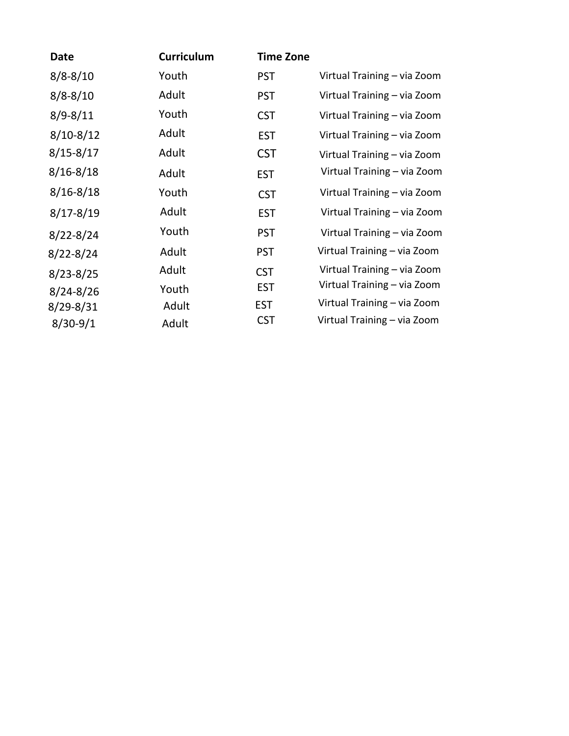| Date | Curriculum | Time Zone | |
|---|---|---|---|
| 8/8-8/10 | Youth | PST | Virtual Training – via Zoom |
| 8/8-8/10 | Adult | PST | Virtual Training – via Zoom |
| 8/9-8/11 | Youth | CST | Virtual Training – via Zoom |
| 8/10-8/12 | Adult | EST | Virtual Training – via Zoom |
| 8/15-8/17 | Adult | CST | Virtual Training – via Zoom |
| 8/16-8/18 | Adult | EST | Virtual Training – via Zoom |
| 8/16-8/18 | Youth | CST | Virtual Training – via Zoom |
| 8/17-8/19 | Adult | EST | Virtual Training – via Zoom |
| 8/22-8/24 | Youth | PST | Virtual Training – via Zoom |
| 8/22-8/24 | Adult | PST | Virtual Training – via Zoom |
| 8/23-8/25 | Adult | CST | Virtual Training – via Zoom |
| 8/24-8/26 | Youth | EST | Virtual Training – via Zoom |
| 8/29-8/31 | Adult | EST | Virtual Training – via Zoom |
| 8/30-9/1 | Adult | CST | Virtual Training – via Zoom |